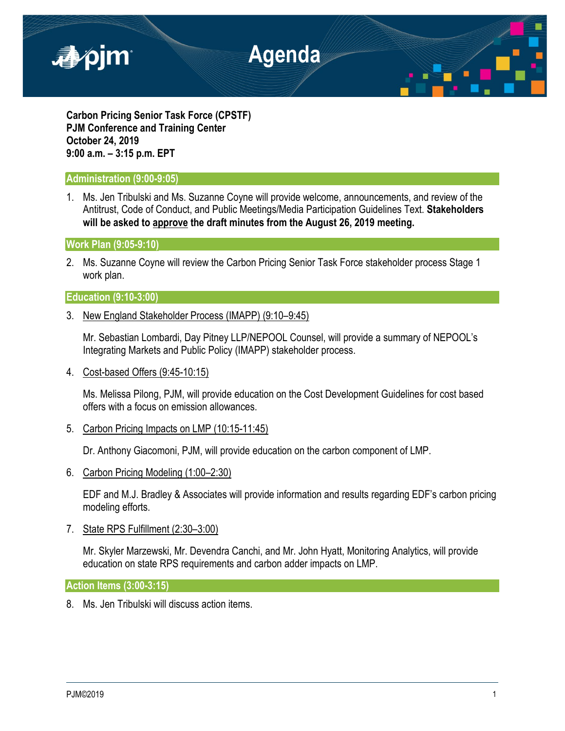# Agenda

**Carbon Pricing Senior Task Force (CPSTF)**
**PJM Conference and Training Center**
**October 24, 2019**
**9:00 a.m. – 3:15 p.m. EPT**

## Administration (9:00-9:05)

1. Ms. Jen Tribulski and Ms. Suzanne Coyne will provide welcome, announcements, and review of the Antitrust, Code of Conduct, and Public Meetings/Media Participation Guidelines Text. **Stakeholders will be asked to approve the draft minutes from the August 26, 2019 meeting.**

## Work Plan (9:05-9:10)

2. Ms. Suzanne Coyne will review the Carbon Pricing Senior Task Force stakeholder process Stage 1 work plan.

## Education (9:10-3:00)

3. New England Stakeholder Process (IMAPP) (9:10–9:45)

   Mr. Sebastian Lombardi, Day Pitney LLP/NEPOOL Counsel, will provide a summary of NEPOOL's Integrating Markets and Public Policy (IMAPP) stakeholder process.

4. Cost-based Offers (9:45-10:15)

   Ms. Melissa Pilong, PJM, will provide education on the Cost Development Guidelines for cost based offers with a focus on emission allowances.

5. Carbon Pricing Impacts on LMP (10:15-11:45)

   Dr. Anthony Giacomoni, PJM, will provide education on the carbon component of LMP.

6. Carbon Pricing Modeling (1:00–2:30)

   EDF and M.J. Bradley & Associates will provide information and results regarding EDF's carbon pricing modeling efforts.

7. State RPS Fulfillment (2:30–3:00)

   Mr. Skyler Marzewski, Mr. Devendra Canchi, and Mr. John Hyatt, Monitoring Analytics, will provide education on state RPS requirements and carbon adder impacts on LMP.

## Action Items (3:00-3:15)

8. Ms. Jen Tribulski will discuss action items.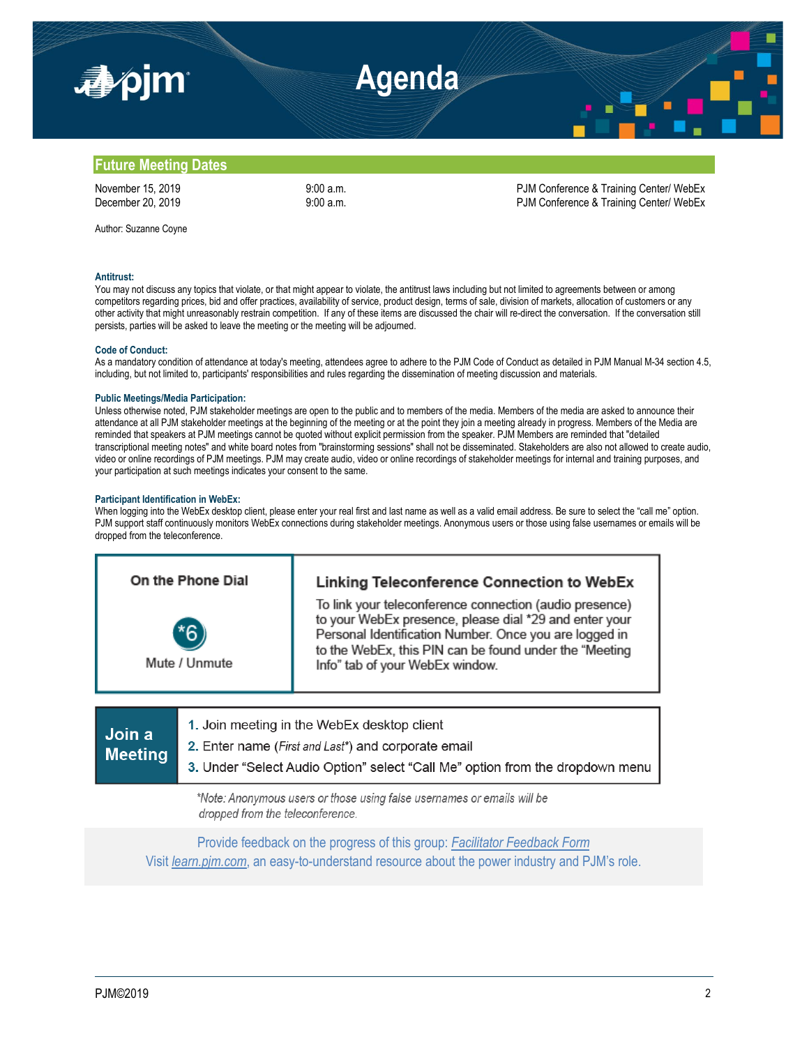# Agenda

## Future Meeting Dates

| | | |
|---|---|---|
| November 15, 2019 | 9:00 a.m. | PJM Conference & Training Center/ WebEx |
| December 20, 2019 | 9:00 a.m. | PJM Conference & Training Center/ WebEx |

Author: Suzanne Coyne

**Antitrust:**
You may not discuss any topics that violate, or that might appear to violate, the antitrust laws including but not limited to agreements between or among competitors regarding prices, bid and offer practices, availability of service, product design, terms of sale, division of markets, allocation of customers or any other activity that might unreasonably restrain competition. If any of these items are discussed the chair will re-direct the conversation. If the conversation still persists, parties will be asked to leave the meeting or the meeting will be adjourned.

**Code of Conduct:**
As a mandatory condition of attendance at today's meeting, attendees agree to adhere to the PJM Code of Conduct as detailed in PJM Manual M-34 section 4.5, including, but not limited to, participants' responsibilities and rules regarding the dissemination of meeting discussion and materials.

**Public Meetings/Media Participation:**
Unless otherwise noted, PJM stakeholder meetings are open to the public and to members of the media. Members of the media are asked to announce their attendance at all PJM stakeholder meetings at the beginning of the meeting or at the point they join a meeting already in progress. Members of the Media are reminded that speakers at PJM meetings cannot be quoted without explicit permission from the speaker. PJM Members are reminded that "detailed transcriptional meeting notes" and white board notes from "brainstorming sessions" shall not be disseminated. Stakeholders are also not allowed to create audio, video or online recordings of PJM meetings. PJM may create audio, video or online recordings of stakeholder meetings for internal and training purposes, and your participation at such meetings indicates your consent to the same.

**Participant Identification in WebEx:**
When logging into the WebEx desktop client, please enter your real first and last name as well as a valid email address. Be sure to select the "call me" option. PJM support staff continuously monitors WebEx connections during stakeholder meetings. Anonymous users or those using false usernames or emails will be dropped from the teleconference.

**On the Phone Dial**

*6

Mute / Unmute

**Linking Teleconference Connection to WebEx**

To link your teleconference connection (audio presence) to your WebEx presence, please dial *29 and enter your Personal Identification Number. Once you are logged in to the WebEx, this PIN can be found under the "Meeting Info" tab of your WebEx window.

**Join a Meeting**

1. Join meeting in the WebEx desktop client
2. Enter name (*First and Last**) and corporate email
3. Under "Select Audio Option" select "Call Me" option from the dropdown menu

**Note: Anonymous users or those using false usernames or emails will be dropped from the teleconference.*

Provide feedback on the progress of this group: *Facilitator Feedback Form*
Visit *learn.pjm.com*, an easy-to-understand resource about the power industry and PJM's role.

PJM©2019